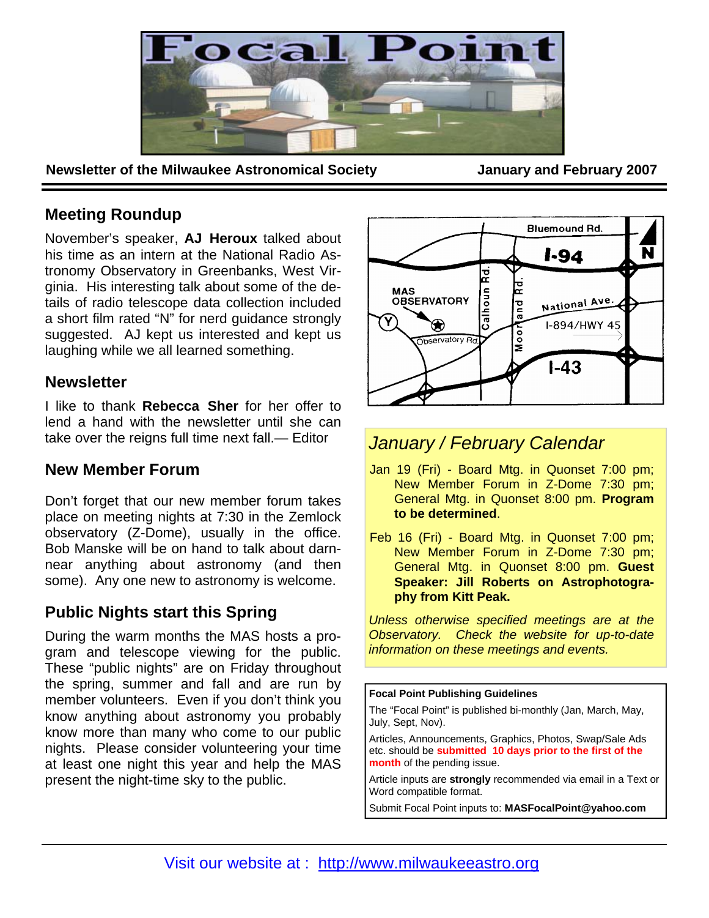# Focal Point

**Newsletter of the Milwaukee Astronomical Society** — **January and February 2007**

## Meeting Roundup

November's speaker, **AJ Heroux** talked about his time as an intern at the National Radio Astronomy Observatory in Greenbanks, West Virginia. His interesting talk about some of the details of radio telescope data collection included a short film rated "N" for nerd guidance strongly suggested. AJ kept us interested and kept us laughing while we all learned something.

## Newsletter

I like to thank **Rebecca Sher** for her offer to lend a hand with the newsletter until she can take over the reigns full time next fall.— Editor

## New Member Forum

Don't forget that our new member forum takes place on meeting nights at 7:30 in the Zemlock observatory (Z-Dome), usually in the office. Bob Manske will be on hand to talk about darn-near anything about astronomy (and then some). Any one new to astronomy is welcome.

## Public Nights start this Spring

During the warm months the MAS hosts a program and telescope viewing for the public. These "public nights" are on Friday throughout the spring, summer and fall and are run by member volunteers. Even if you don't think you know anything about astronomy you probably know more than many who come to our public nights. Please consider volunteering your time at least one night this year and help the MAS present the night-time sky to the public.

Bluemound Rd. | I-94 | N | MAS OBSERVATORY | Calhoun Rd. | Moorland Rd. | National Ave. | I-894/HWY 45 | Observatory Rd | Y | I-43

## *January / February Calendar*

Jan 19 (Fri) - Board Mtg. in Quonset 7:00 pm; New Member Forum in Z-Dome 7:30 pm; General Mtg. in Quonset 8:00 pm. **Program to be determined**.

Feb 16 (Fri) - Board Mtg. in Quonset 7:00 pm; New Member Forum in Z-Dome 7:30 pm; General Mtg. in Quonset 8:00 pm. **Guest Speaker: Jill Roberts on Astrophotography from Kitt Peak.**

*Unless otherwise specified meetings are at the Observatory. Check the website for up-to-date information on these meetings and events.*

**Focal Point Publishing Guidelines**

The "Focal Point" is published bi-monthly (Jan, March, May, July, Sept, Nov).

Articles, Announcements, Graphics, Photos, Swap/Sale Ads etc. should be **submitted 10 days prior to the first of the month** of the pending issue.

Article inputs are **strongly** recommended via email in a Text or Word compatible format.

Submit Focal Point inputs to: **MASFocalPoint@yahoo.com**

Visit our website at : http://www.milwaukeeastro.org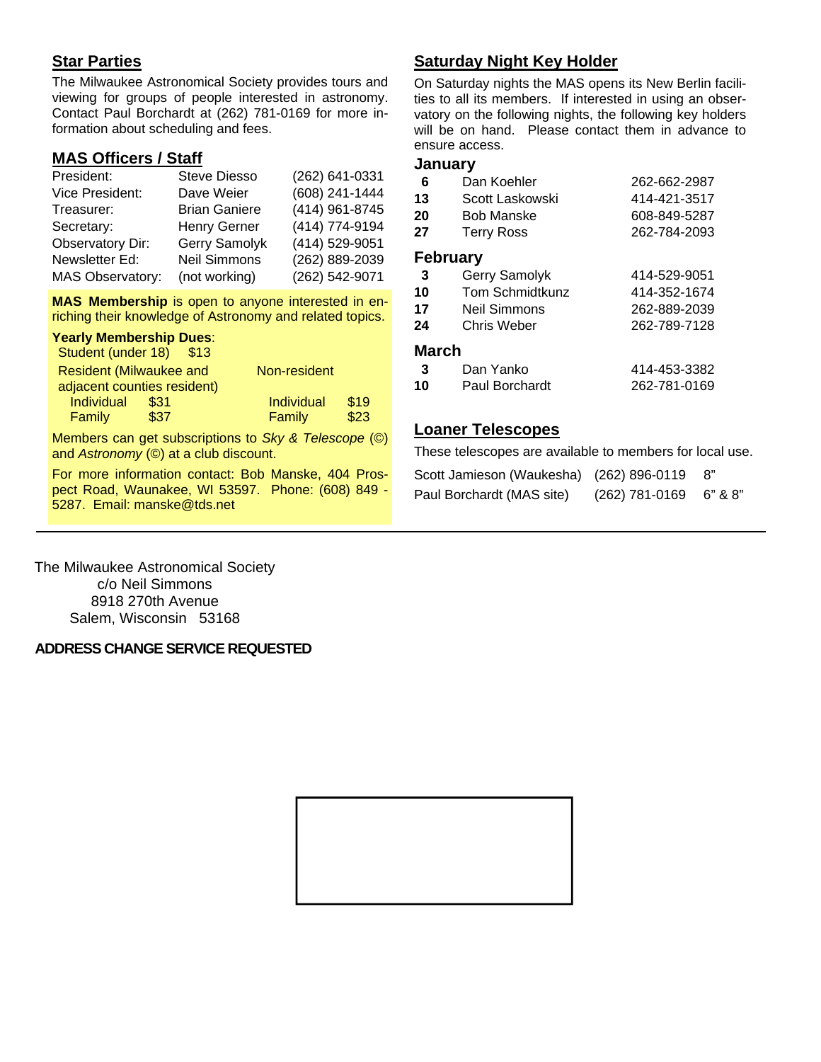## Star Parties

The Milwaukee Astronomical Society provides tours and viewing for groups of people interested in astronomy. Contact Paul Borchardt at (262) 781-0169 for more information about scheduling and fees.

## MAS Officers / Staff

| | | |
|---|---|---|
| President: | Steve Diesso | (262) 641-0331 |
| Vice President: | Dave Weier | (608) 241-1444 |
| Treasurer: | Brian Ganiere | (414) 961-8745 |
| Secretary: | Henry Gerner | (414) 774-9194 |
| Observatory Dir: | Gerry Samolyk | (414) 529-9051 |
| Newsletter Ed: | Neil Simmons | (262) 889-2039 |
| MAS Observatory: | (not working) | (262) 542-9071 |

**MAS Membership** is open to anyone interested in enriching their knowledge of Astronomy and related topics.

**Yearly Membership Dues**:

Student (under 18) $13

| Resident (Milwaukee and adjacent counties resident) | | Non-resident | |
|---|---|---|---|
| Individual | $31 | Individual | $19 |
| Family | $37 | Family | $23 |

Members can get subscriptions to *Sky & Telescope* (©) and *Astronomy* (©) at a club discount.

For more information contact: Bob Manske, 404 Prospect Road, Waunakee, WI 53597. Phone: (608) 849 - 5287. Email: manske@tds.net

## Saturday Night Key Holder

On Saturday nights the MAS opens its New Berlin facilities to all its members. If interested in using an observatory on the following nights, the following key holders will be on hand. Please contact them in advance to ensure access.

### January

| | | |
|---|---|---|
| **6** | Dan Koehler | 262-662-2987 |
| **13** | Scott Laskowski | 414-421-3517 |
| **20** | Bob Manske | 608-849-5287 |
| **27** | Terry Ross | 262-784-2093 |

### February

| | | |
|---|---|---|
| **3** | Gerry Samolyk | 414-529-9051 |
| **10** | Tom Schmidtkunz | 414-352-1674 |
| **17** | Neil Simmons | 262-889-2039 |
| **24** | Chris Weber | 262-789-7128 |

### March

| | | |
|---|---|---|
| **3** | Dan Yanko | 414-453-3382 |
| **10** | Paul Borchardt | 262-781-0169 |

## Loaner Telescopes

These telescopes are available to members for local use.

| | | |
|---|---|---|
| Scott Jamieson (Waukesha) | (262) 896-0119 | 8" |
| Paul Borchardt (MAS site) | (262) 781-0169 | 6" & 8" |

The Milwaukee Astronomical Society
c/o Neil Simmons
8918 270th Avenue
Salem, Wisconsin 53168

**ADDRESS CHANGE SERVICE REQUESTED**